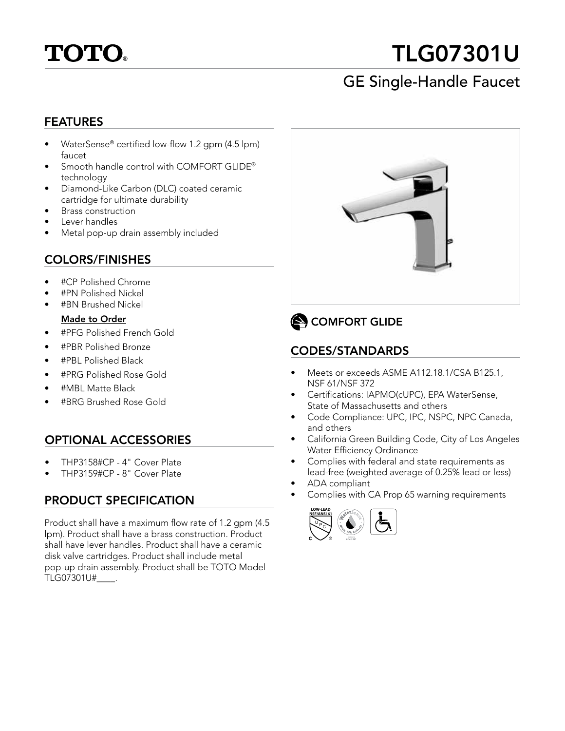# TOTO®

# TLG07301U

## GE Single-Handle Faucet

### FEATURES

- WaterSense® certified low-flow 1.2 gpm (4.5 lpm) faucet
- Smooth handle control with COMFORT GLIDE® technology
- Diamond-Like Carbon (DLC) coated ceramic cartridge for ultimate durability
- Brass construction
- Lever handles
- Metal pop-up drain assembly included

### COLORS/FINISHES

- #CP Polished Chrome
- #PN Polished Nickel
- #BN Brushed Nickel

**Made to Order**

- #PFG Polished French Gold
- #PBR Polished Bronze
- #PBL Polished Black
- #PRG Polished Rose Gold
- #MBL Matte Black
- #BRG Brushed Rose Gold

### OPTIONAL ACCESSORIES

- THP3158#CP - 4" Cover Plate
- THP3159#CP - 8" Cover Plate

### PRODUCT SPECIFICATION

Product shall have a maximum flow rate of 1.2 gpm (4.5 lpm). Product shall have a brass construction. Product shall have lever handles. Product shall have a ceramic disk valve cartridges. Product shall include metal pop-up drain assembly. Product shall be TOTO Model TLG07301U#____.

### COMFORT GLIDE

### CODES/STANDARDS

- Meets or exceeds ASME A112.18.1/CSA B125.1, NSF 61/NSF 372
- Certifications: IAPMO(cUPC), EPA WaterSense, State of Massachusetts and others
- Code Compliance: UPC, IPC, NSPC, NPC Canada, and others
- California Green Building Code, City of Los Angeles Water Efficiency Ordinance
- Complies with federal and state requirements as lead-free (weighted average of 0.25% lead or less)
- ADA compliant
- Complies with CA Prop 65 warning requirements

LOW-LEAD NSF/ANSI 61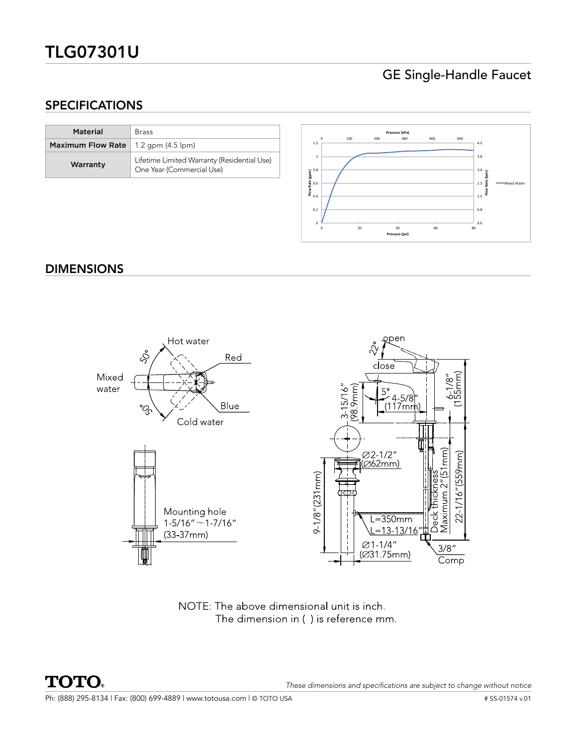# TLG07301U

## GE Single-Handle Faucet

## SPECIFICATIONS

| | |
|---|---|
| **Material** | Brass |
| **Maximum Flow Rate** | 1.2 gpm (4.5 lpm) |
| **Warranty** | Lifetime Limited Warranty (Residential Use)<br>One Year (Commercial Use) |

Pressure (kPa)
0 100 200 300 400 500
Flow Rate (gpm)
1.2 1 0.8 0.6 0.4 0.2 0
Flow Rate (lpm)
4.5 3.8 3.0 2.3 1.5 0.8 0.0
Pressure (psi)
0 20 40 60 80
Mixed Water

## DIMENSIONS

Hot water
Red
Mixed water
50°
50°
Blue
Cold water

Mounting hole
1-5/16" ~ 1-7/16"
(33-37mm)

open
22°
close
5°
4-5/8"
(117mm)
3-15/16"
(98.9mm)
6-1/8"
(155mm)
Ø2-1/2"
(Ø62mm)
9-1/8"(231mm)
Maximum 2"(51mm)
Deck thickness
22-1/16"(559mm)
L=350mm
L=13-13/16"
Ø1-1/4"
(Ø31.75mm)
3/8"
Comp

NOTE: The above dimensional unit is inch.
The dimension in ( ) is reference mm.

TOTO®

*These dimensions and specifications are subject to change without notice*

Ph: (888) 295-8134 | Fax: (800) 699-4889 | www.totousa.com | © TOTO USA

# SS-01574 v.01